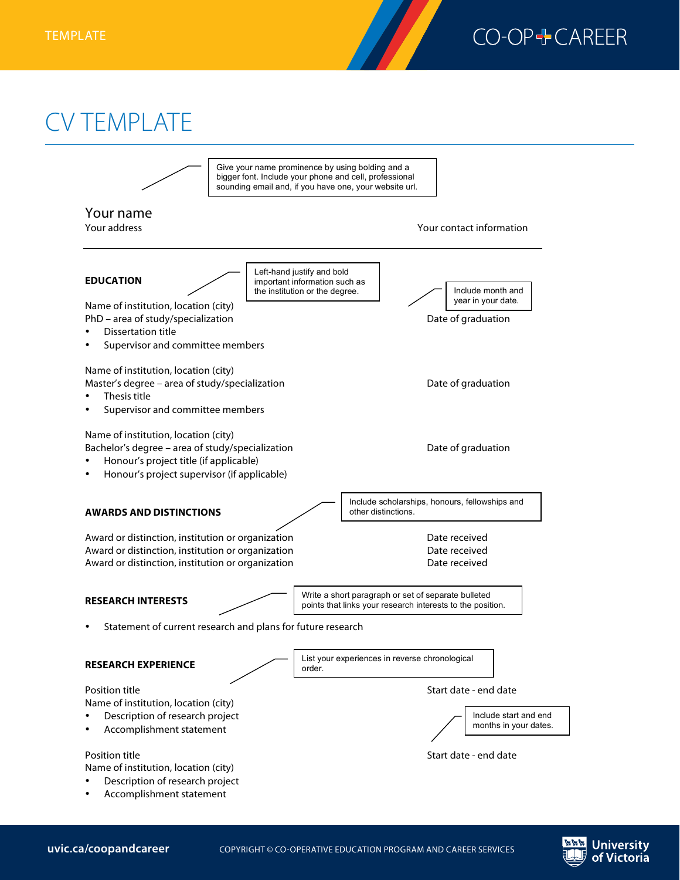TEMPLATE

CO-OP + CAREER

# CV TEMPLATE

> Give your name prominence by using bolding and a bigger font. Include your phone and cell, professional sounding email and, if you have one, your website url.

Your name
Your address | Your contact information

---

**EDUCATION**

> Left-hand justify and bold important information such as the institution or the degree.

> Include month and year in your date.

Name of institution, location (city)
PhD – area of study/specialization | Date of graduation

- Dissertation title
- Supervisor and committee members

Name of institution, location (city)
Master's degree – area of study/specialization | Date of graduation

- Thesis title
- Supervisor and committee members

Name of institution, location (city)
Bachelor's degree – area of study/specialization | Date of graduation

- Honour's project title (if applicable)
- Honour's project supervisor (if applicable)

**AWARDS AND DISTINCTIONS**

> Include scholarships, honours, fellowships and other distinctions.

Award or distinction, institution or organization | Date received
Award or distinction, institution or organization | Date received
Award or distinction, institution or organization | Date received

**RESEARCH INTERESTS**

> Write a short paragraph or set of separate bulleted points that links your research interests to the position.

- Statement of current research and plans for future research

**RESEARCH EXPERIENCE**

> List your experiences in reverse chronological order.

Position title | Start date - end date
Name of institution, location (city)

- Description of research project
- Accomplishment statement

> Include start and end months in your dates.

Position title | Start date - end date
Name of institution, location (city)

- Description of research project
- Accomplishment statement

uvic.ca/coopandcareer

COPYRIGHT © CO-OPERATIVE EDUCATION PROGRAM AND CAREER SERVICES

University of Victoria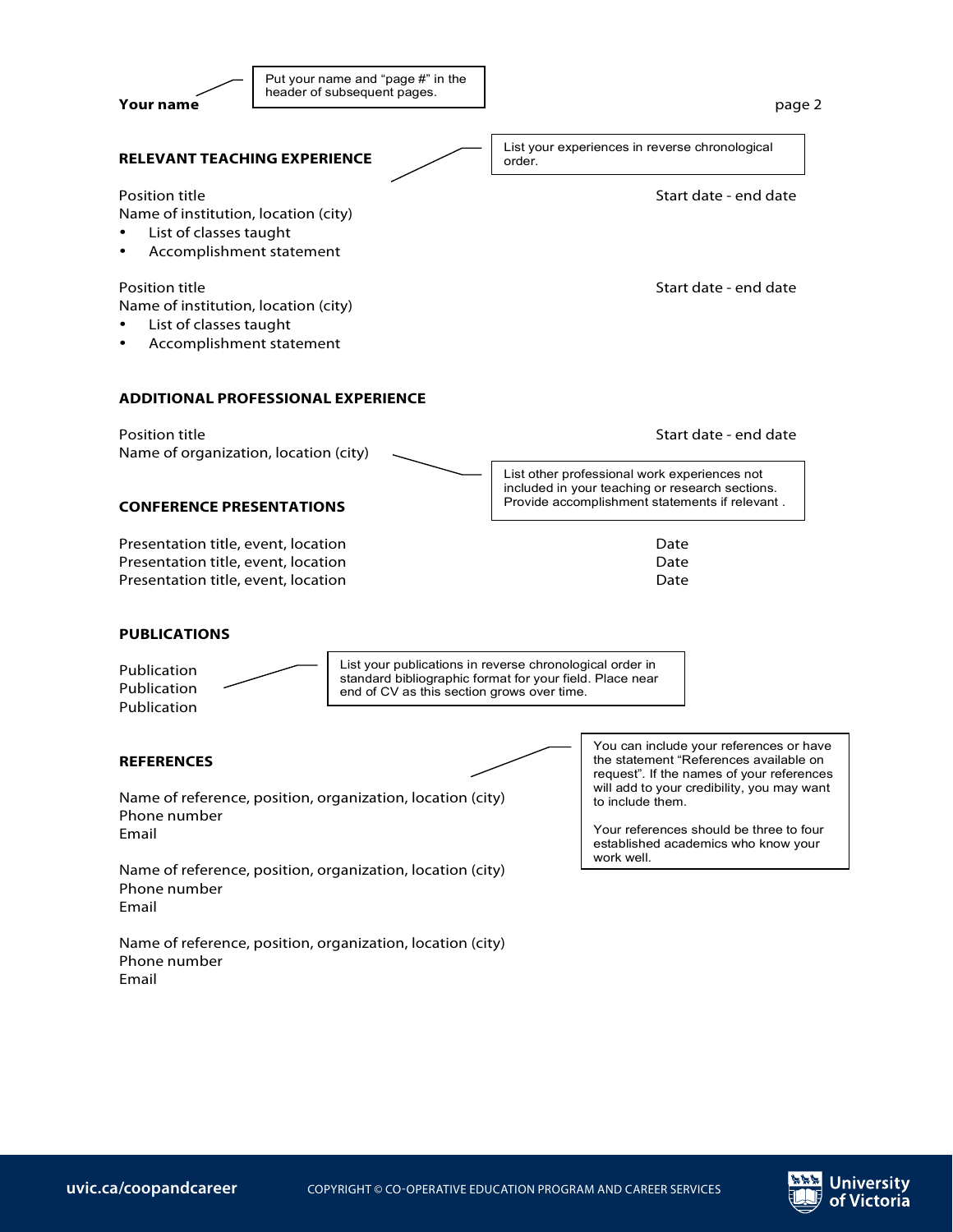**Your name**

> Put your name and "page #" in the header of subsequent pages.

page 2

**RELEVANT TEACHING EXPERIENCE**

> List your experiences in reverse chronological order.

Position title — Start date - end date
Name of institution, location (city)

- List of classes taught
- Accomplishment statement

Position title — Start date - end date
Name of institution, location (city)

- List of classes taught
- Accomplishment statement

**ADDITIONAL PROFESSIONAL EXPERIENCE**

Position title — Start date - end date
Name of organization, location (city)

> List other professional work experiences not included in your teaching or research sections. Provide accomplishment statements if relevant .

**CONFERENCE PRESENTATIONS**

Presentation title, event, location — Date
Presentation title, event, location — Date
Presentation title, event, location — Date

**PUBLICATIONS**

Publication
Publication
Publication

> List your publications in reverse chronological order in standard bibliographic format for your field. Place near end of CV as this section grows over time.

**REFERENCES**

> You can include your references or have the statement "References available on request". If the names of your references will add to your credibility, you may want to include them.
>
> Your references should be three to four established academics who know your work well.

Name of reference, position, organization, location (city)
Phone number
Email

Name of reference, position, organization, location (city)
Phone number
Email

Name of reference, position, organization, location (city)
Phone number
Email

uvic.ca/coopandcareer

COPYRIGHT © CO-OPERATIVE EDUCATION PROGRAM AND CAREER SERVICES

University of Victoria